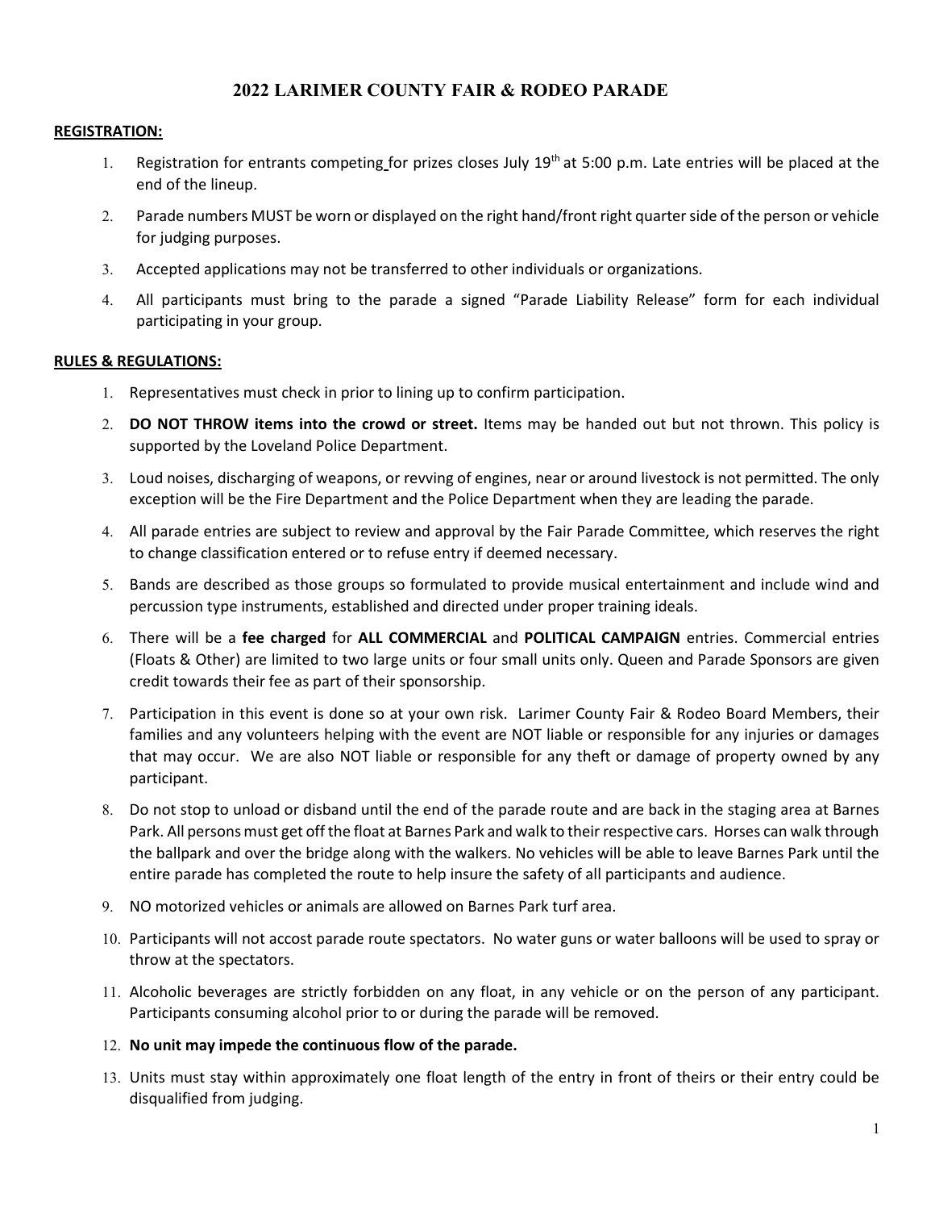# 2022 LARIMER COUNTY FAIR & RODEO PARADE

**REGISTRATION:**

1. Registration for entrants competing for prizes closes July 19th at 5:00 p.m. Late entries will be placed at the end of the lineup.
2. Parade numbers MUST be worn or displayed on the right hand/front right quarter side of the person or vehicle for judging purposes.
3. Accepted applications may not be transferred to other individuals or organizations.
4. All participants must bring to the parade a signed "Parade Liability Release" form for each individual participating in your group.

**RULES & REGULATIONS:**

1. Representatives must check in prior to lining up to confirm participation.
2. **DO NOT THROW items into the crowd or street.** Items may be handed out but not thrown. This policy is supported by the Loveland Police Department.
3. Loud noises, discharging of weapons, or revving of engines, near or around livestock is not permitted. The only exception will be the Fire Department and the Police Department when they are leading the parade.
4. All parade entries are subject to review and approval by the Fair Parade Committee, which reserves the right to change classification entered or to refuse entry if deemed necessary.
5. Bands are described as those groups so formulated to provide musical entertainment and include wind and percussion type instruments, established and directed under proper training ideals.
6. There will be a **fee charged** for **ALL COMMERCIAL** and **POLITICAL CAMPAIGN** entries. Commercial entries (Floats & Other) are limited to two large units or four small units only. Queen and Parade Sponsors are given credit towards their fee as part of their sponsorship.
7. Participation in this event is done so at your own risk. Larimer County Fair & Rodeo Board Members, their families and any volunteers helping with the event are NOT liable or responsible for any injuries or damages that may occur. We are also NOT liable or responsible for any theft or damage of property owned by any participant.
8. Do not stop to unload or disband until the end of the parade route and are back in the staging area at Barnes Park. All persons must get off the float at Barnes Park and walk to their respective cars. Horses can walk through the ballpark and over the bridge along with the walkers. No vehicles will be able to leave Barnes Park until the entire parade has completed the route to help insure the safety of all participants and audience.
9. NO motorized vehicles or animals are allowed on Barnes Park turf area.
10. Participants will not accost parade route spectators. No water guns or water balloons will be used to spray or throw at the spectators.
11. Alcoholic beverages are strictly forbidden on any float, in any vehicle or on the person of any participant. Participants consuming alcohol prior to or during the parade will be removed.
12. **No unit may impede the continuous flow of the parade.**
13. Units must stay within approximately one float length of the entry in front of theirs or their entry could be disqualified from judging.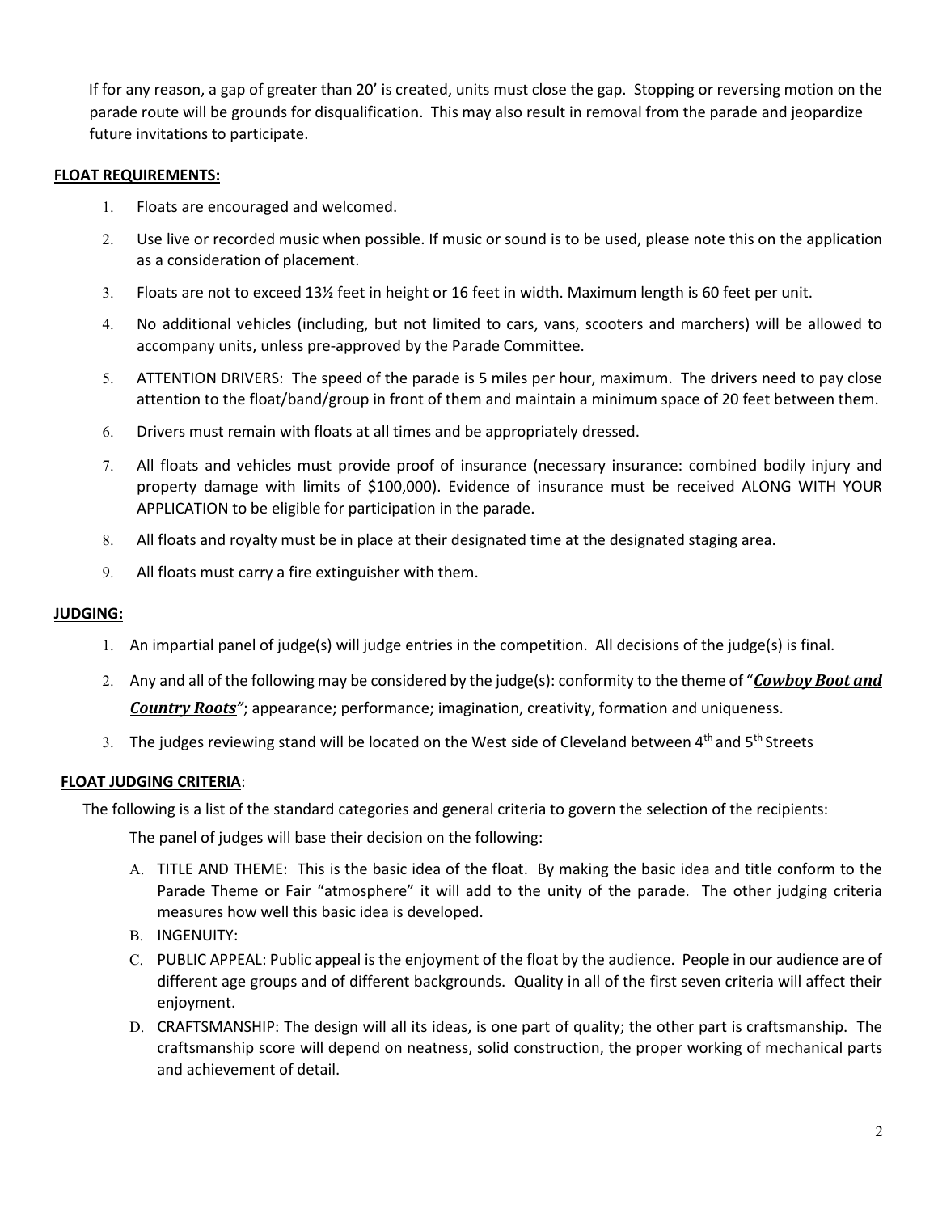If for any reason, a gap of greater than 20' is created, units must close the gap. Stopping or reversing motion on the parade route will be grounds for disqualification. This may also result in removal from the parade and jeopardize future invitations to participate.

**FLOAT REQUIREMENTS:**

1. Floats are encouraged and welcomed.
2. Use live or recorded music when possible. If music or sound is to be used, please note this on the application as a consideration of placement.
3. Floats are not to exceed 13½ feet in height or 16 feet in width. Maximum length is 60 feet per unit.
4. No additional vehicles (including, but not limited to cars, vans, scooters and marchers) will be allowed to accompany units, unless pre-approved by the Parade Committee.
5. ATTENTION DRIVERS: The speed of the parade is 5 miles per hour, maximum. The drivers need to pay close attention to the float/band/group in front of them and maintain a minimum space of 20 feet between them.
6. Drivers must remain with floats at all times and be appropriately dressed.
7. All floats and vehicles must provide proof of insurance (necessary insurance: combined bodily injury and property damage with limits of $100,000). Evidence of insurance must be received ALONG WITH YOUR APPLICATION to be eligible for participation in the parade.
8. All floats and royalty must be in place at their designated time at the designated staging area.
9. All floats must carry a fire extinguisher with them.

**JUDGING:**

1. An impartial panel of judge(s) will judge entries in the competition. All decisions of the judge(s) is final.
2. Any and all of the following may be considered by the judge(s): conformity to the theme of "***Cowboy Boot and Country Roots***"; appearance; performance; imagination, creativity, formation and uniqueness.
3. The judges reviewing stand will be located on the West side of Cleveland between 4th and 5th Streets

**FLOAT JUDGING CRITERIA**:

The following is a list of the standard categories and general criteria to govern the selection of the recipients:

The panel of judges will base their decision on the following:

A. TITLE AND THEME: This is the basic idea of the float. By making the basic idea and title conform to the Parade Theme or Fair "atmosphere" it will add to the unity of the parade. The other judging criteria measures how well this basic idea is developed.
B. INGENUITY:
C. PUBLIC APPEAL: Public appeal is the enjoyment of the float by the audience. People in our audience are of different age groups and of different backgrounds. Quality in all of the first seven criteria will affect their enjoyment.
D. CRAFTSMANSHIP: The design will all its ideas, is one part of quality; the other part is craftsmanship. The craftsmanship score will depend on neatness, solid construction, the proper working of mechanical parts and achievement of detail.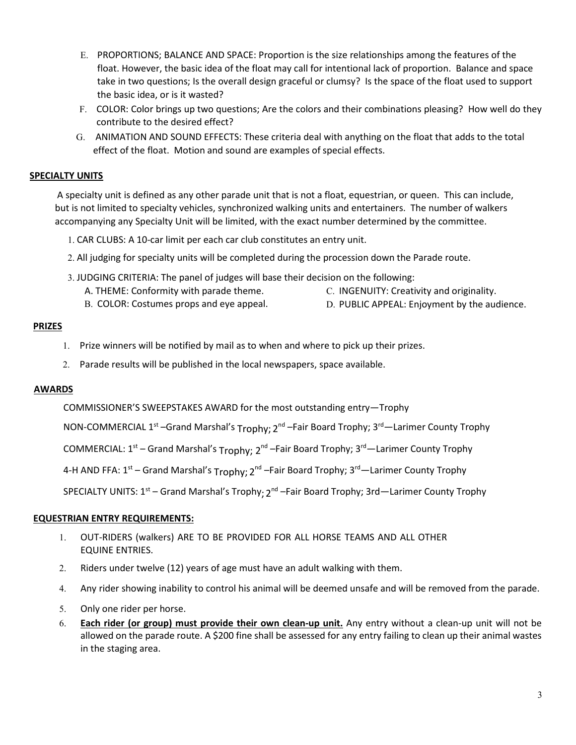E. PROPORTIONS; BALANCE AND SPACE: Proportion is the size relationships among the features of the float. However, the basic idea of the float may call for intentional lack of proportion. Balance and space take in two questions; Is the overall design graceful or clumsy? Is the space of the float used to support the basic idea, or is it wasted?

F. COLOR: Color brings up two questions; Are the colors and their combinations pleasing? How well do they contribute to the desired effect?

G. ANIMATION AND SOUND EFFECTS: These criteria deal with anything on the float that adds to the total effect of the float. Motion and sound are examples of special effects.

**SPECIALTY UNITS**

A specialty unit is defined as any other parade unit that is not a float, equestrian, or queen. This can include, but is not limited to specialty vehicles, synchronized walking units and entertainers. The number of walkers accompanying any Specialty Unit will be limited, with the exact number determined by the committee.

1. CAR CLUBS: A 10-car limit per each car club constitutes an entry unit.
2. All judging for specialty units will be completed during the procession down the Parade route.
3. JUDGING CRITERIA: The panel of judges will base their decision on the following:
   - A. THEME: Conformity with parade theme.
   - B. COLOR: Costumes props and eye appeal.
   - C. INGENUITY: Creativity and originality.
   - D. PUBLIC APPEAL: Enjoyment by the audience.

**PRIZES**

1. Prize winners will be notified by mail as to when and where to pick up their prizes.
2. Parade results will be published in the local newspapers, space available.

**AWARDS**

COMMISSIONER'S SWEEPSTAKES AWARD for the most outstanding entry—Trophy

NON-COMMERCIAL 1st –Grand Marshal's Trophy; 2nd –Fair Board Trophy; 3rd—Larimer County Trophy

COMMERCIAL: 1st – Grand Marshal's Trophy; 2nd –Fair Board Trophy; 3rd—Larimer County Trophy

4-H AND FFA: 1st – Grand Marshal's Trophy; 2nd –Fair Board Trophy; 3rd—Larimer County Trophy

SPECIALTY UNITS: 1st – Grand Marshal's Trophy; 2nd –Fair Board Trophy; 3rd—Larimer County Trophy

**EQUESTRIAN ENTRY REQUIREMENTS:**

1. OUT-RIDERS (walkers) ARE TO BE PROVIDED FOR ALL HORSE TEAMS AND ALL OTHER EQUINE ENTRIES.
2. Riders under twelve (12) years of age must have an adult walking with them.

4. Any rider showing inability to control his animal will be deemed unsafe and will be removed from the parade.
5. Only one rider per horse.
6. **Each rider (or group) must provide their own clean-up unit.** Any entry without a clean-up unit will not be allowed on the parade route. A $200 fine shall be assessed for any entry failing to clean up their animal wastes in the staging area.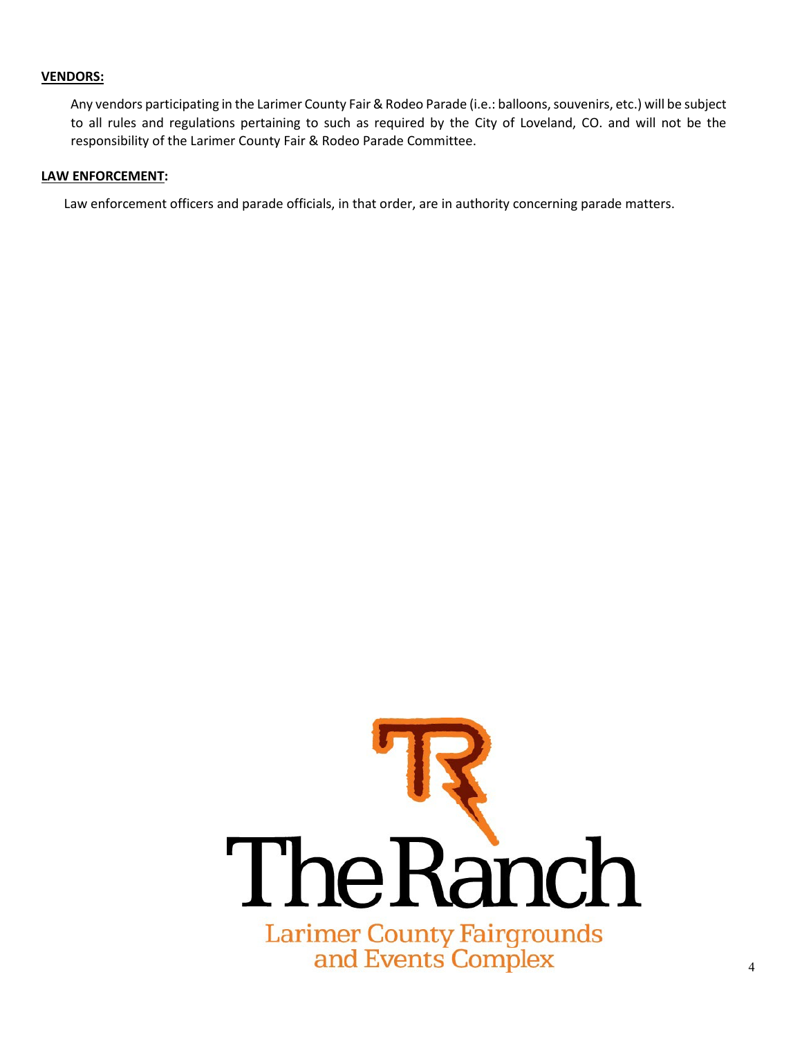**VENDORS:**

Any vendors participating in the Larimer County Fair & Rodeo Parade (i.e.: balloons, souvenirs, etc.) will be subject to all rules and regulations pertaining to such as required by the City of Loveland, CO. and will not be the responsibility of the Larimer County Fair & Rodeo Parade Committee.

**LAW ENFORCEMENT:**

Law enforcement officers and parade officials, in that order, are in authority concerning parade matters.

The Ranch

Larimer County Fairgrounds and Events Complex